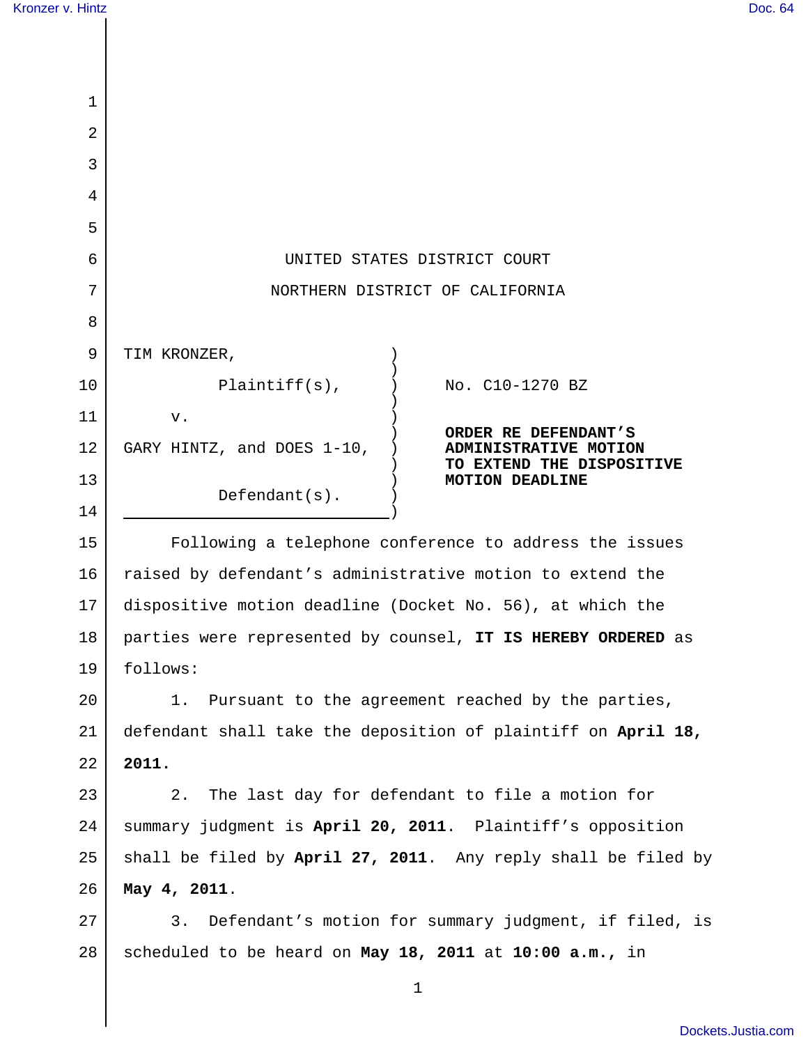UNITED STATES DISTRICT COURT

NORTHERN DISTRICT OF CALIFORNIA

TIM KRONZER,

Plaintiff(s),

v.

GARY HINTZ, and DOES 1-10,

Defendant(s).

No. C10-1270 BZ

**ORDER RE DEFENDANT'S ADMINISTRATIVE MOTION TO EXTEND THE DISPOSITIVE MOTION DEADLINE**

Following a telephone conference to address the issues raised by defendant's administrative motion to extend the dispositive motion deadline (Docket No. 56), at which the parties were represented by counsel, **IT IS HEREBY ORDERED** as follows:

1. Pursuant to the agreement reached by the parties, defendant shall take the deposition of plaintiff on **April 18, 2011.**

2. The last day for defendant to file a motion for summary judgment is **April 20, 2011**. Plaintiff's opposition shall be filed by **April 27, 2011**. Any reply shall be filed by **May 4, 2011**.

3. Defendant's motion for summary judgment, if filed, is scheduled to be heard on **May 18, 2011** at **10:00 a.m.,** in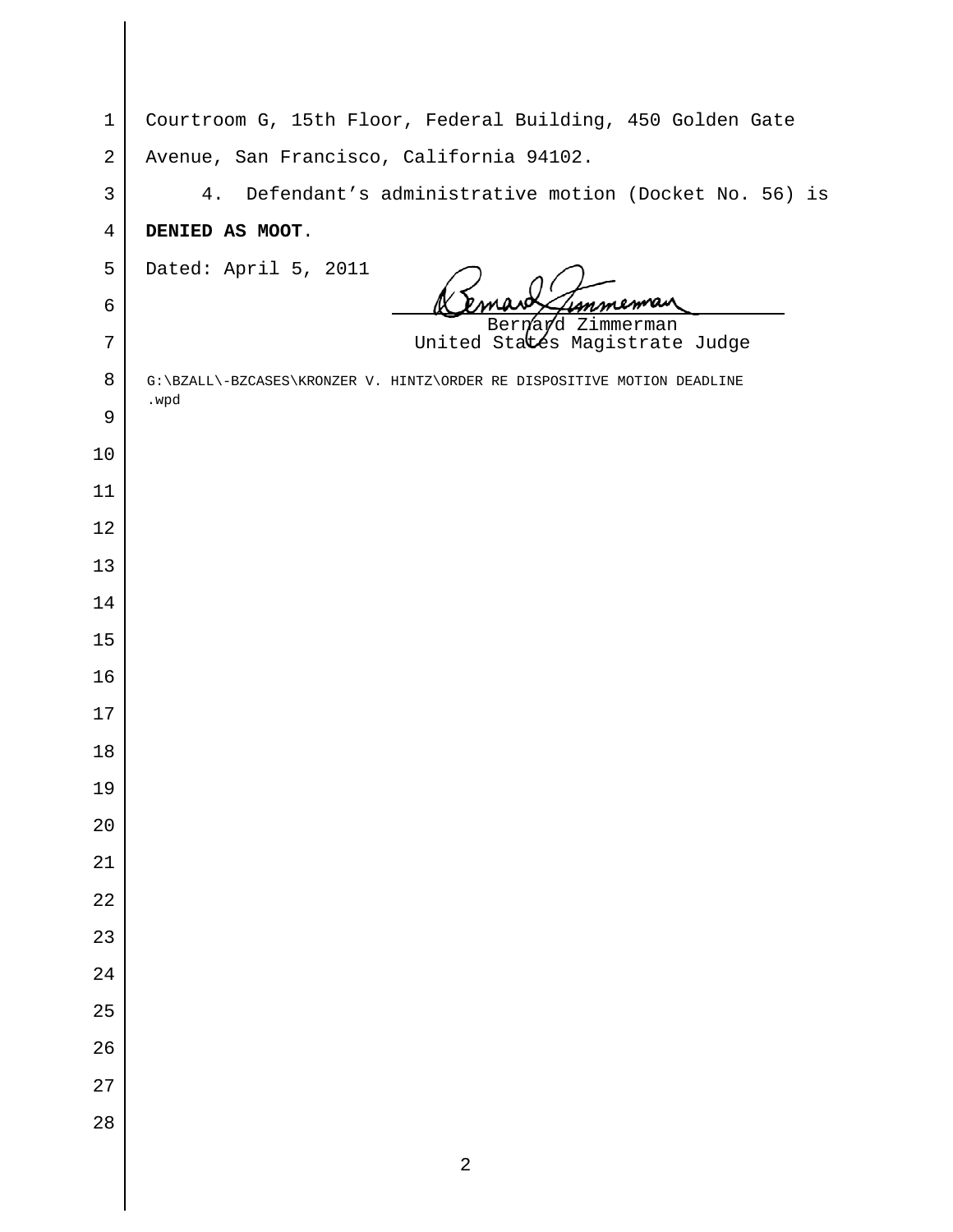Courtroom G, 15th Floor, Federal Building, 450 Golden Gate Avenue, San Francisco, California 94102.

4. Defendant's administrative motion (Docket No. 56) is **DENIED AS MOOT**.

Dated: April 5, 2011

Bernard Zimmerman
United States Magistrate Judge

G:\BZALL\-BZCASES\KRONZER V. HINTZ\ORDER RE DISPOSITIVE MOTION DEADLINE .wpd